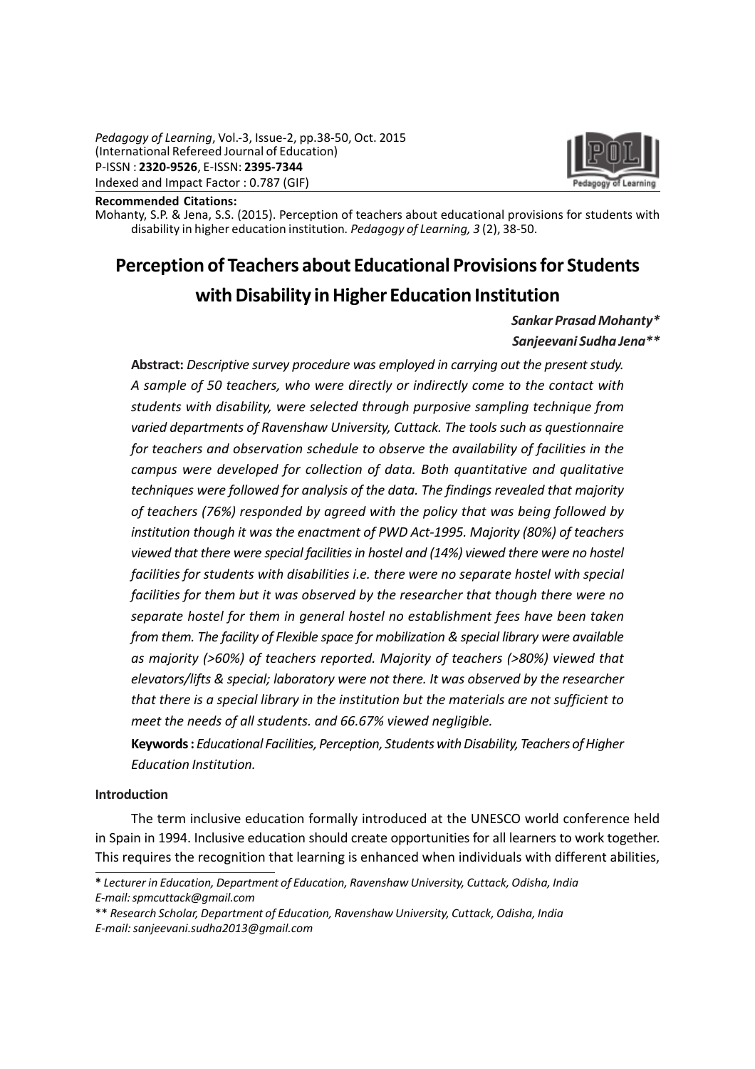**Recommended Citations:**
Mohanty, S.P. & Jena, S.S. (2015). Perception of teachers about educational provisions for students with disability in higher education institution. *Pedagogy of Learning, 3* (2), 38-50.

# Perception of Teachers about Educational Provisions for Students with Disability in Higher Education Institution

***Sankar Prasad Mohanty****
***Sanjeevani Sudha Jena*****

**Abstract:** *Descriptive survey procedure was employed in carrying out the present study. A sample of 50 teachers, who were directly or indirectly come to the contact with students with disability, were selected through purposive sampling technique from varied departments of Ravenshaw University, Cuttack. The tools such as questionnaire for teachers and observation schedule to observe the availability of facilities in the campus were developed for collection of data. Both quantitative and qualitative techniques were followed for analysis of the data. The findings revealed that majority of teachers (76%) responded by agreed with the policy that was being followed by institution though it was the enactment of PWD Act-1995. Majority (80%) of teachers viewed that there were special facilities in hostel and (14%) viewed there were no hostel facilities for students with disabilities i.e. there were no separate hostel with special facilities for them but it was observed by the researcher that though there were no separate hostel for them in general hostel no establishment fees have been taken from them. The facility of Flexible space for mobilization & special library were available as majority (>60%) of teachers reported. Majority of teachers (>80%) viewed that elevators/lifts & special; laboratory were not there. It was observed by the researcher that there is a special library in the institution but the materials are not sufficient to meet the needs of all students. and 66.67% viewed negligible.*

**Keywords :** *Educational Facilities, Perception, Students with Disability, Teachers of Higher Education Institution.*

### Introduction

The term inclusive education formally introduced at the UNESCO world conference held in Spain in 1994. Inclusive education should create opportunities for all learners to work together. This requires the recognition that learning is enhanced when individuals with different abilities,

---

\* *Lecturer in Education, Department of Education, Ravenshaw University, Cuttack, Odisha, India*
*E-mail: spmcuttack@gmail.com*

\*\* *Research Scholar, Department of Education, Ravenshaw University, Cuttack, Odisha, India*
*E-mail: sanjeevani.sudha2013@gmail.com*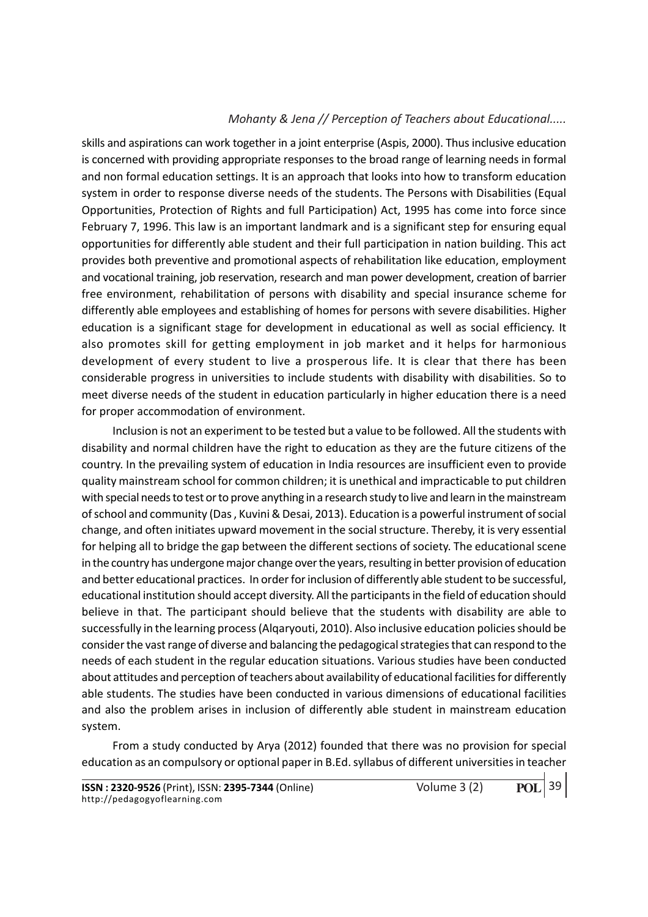skills and aspirations can work together in a joint enterprise (Aspis, 2000). Thus inclusive education is concerned with providing appropriate responses to the broad range of learning needs in formal and non formal education settings. It is an approach that looks into how to transform education system in order to response diverse needs of the students. The Persons with Disabilities (Equal Opportunities, Protection of Rights and full Participation) Act, 1995 has come into force since February 7, 1996. This law is an important landmark and is a significant step for ensuring equal opportunities for differently able student and their full participation in nation building. This act provides both preventive and promotional aspects of rehabilitation like education, employment and vocational training, job reservation, research and man power development, creation of barrier free environment, rehabilitation of persons with disability and special insurance scheme for differently able employees and establishing of homes for persons with severe disabilities. Higher education is a significant stage for development in educational as well as social efficiency. It also promotes skill for getting employment in job market and it helps for harmonious development of every student to live a prosperous life. It is clear that there has been considerable progress in universities to include students with disability with disabilities. So to meet diverse needs of the student in education particularly in higher education there is a need for proper accommodation of environment.

Inclusion is not an experiment to be tested but a value to be followed. All the students with disability and normal children have the right to education as they are the future citizens of the country. In the prevailing system of education in India resources are insufficient even to provide quality mainstream school for common children; it is unethical and impracticable to put children with special needs to test or to prove anything in a research study to live and learn in the mainstream of school and community (Das , Kuvini & Desai, 2013). Education is a powerful instrument of social change, and often initiates upward movement in the social structure. Thereby, it is very essential for helping all to bridge the gap between the different sections of society. The educational scene in the country has undergone major change over the years, resulting in better provision of education and better educational practices. In order for inclusion of differently able student to be successful, educational institution should accept diversity. All the participants in the field of education should believe in that. The participant should believe that the students with disability are able to successfully in the learning process (Alqaryouti, 2010). Also inclusive education policies should be consider the vast range of diverse and balancing the pedagogical strategies that can respond to the needs of each student in the regular education situations. Various studies have been conducted about attitudes and perception of teachers about availability of educational facilities for differently able students. The studies have been conducted in various dimensions of educational facilities and also the problem arises in inclusion of differently able student in mainstream education system.

From a study conducted by Arya (2012) founded that there was no provision for special education as an compulsory or optional paper in B.Ed. syllabus of different universities in teacher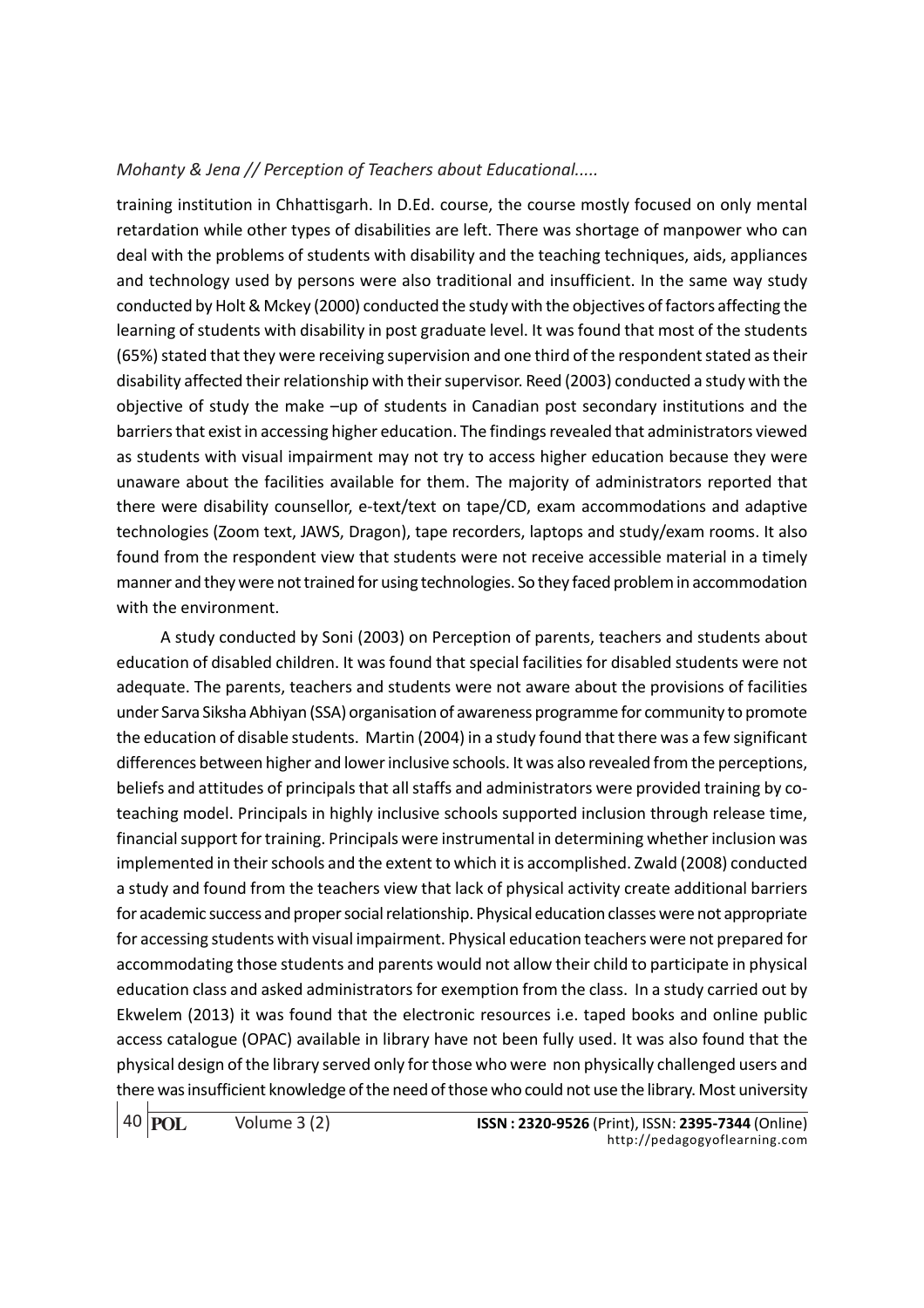training institution in Chhattisgarh. In D.Ed. course, the course mostly focused on only mental retardation while other types of disabilities are left. There was shortage of manpower who can deal with the problems of students with disability and the teaching techniques, aids, appliances and technology used by persons were also traditional and insufficient. In the same way study conducted by Holt & Mckey (2000) conducted the study with the objectives of factors affecting the learning of students with disability in post graduate level. It was found that most of the students (65%) stated that they were receiving supervision and one third of the respondent stated as their disability affected their relationship with their supervisor. Reed (2003) conducted a study with the objective of study the make –up of students in Canadian post secondary institutions and the barriers that exist in accessing higher education. The findings revealed that administrators viewed as students with visual impairment may not try to access higher education because they were unaware about the facilities available for them. The majority of administrators reported that there were disability counsellor, e-text/text on tape/CD, exam accommodations and adaptive technologies (Zoom text, JAWS, Dragon), tape recorders, laptops and study/exam rooms. It also found from the respondent view that students were not receive accessible material in a timely manner and they were not trained for using technologies. So they faced problem in accommodation with the environment.

A study conducted by Soni (2003) on Perception of parents, teachers and students about education of disabled children. It was found that special facilities for disabled students were not adequate. The parents, teachers and students were not aware about the provisions of facilities under Sarva Siksha Abhiyan (SSA) organisation of awareness programme for community to promote the education of disable students. Martin (2004) in a study found that there was a few significant differences between higher and lower inclusive schools. It was also revealed from the perceptions, beliefs and attitudes of principals that all staffs and administrators were provided training by co-teaching model. Principals in highly inclusive schools supported inclusion through release time, financial support for training. Principals were instrumental in determining whether inclusion was implemented in their schools and the extent to which it is accomplished. Zwald (2008) conducted a study and found from the teachers view that lack of physical activity create additional barriers for academic success and proper social relationship. Physical education classes were not appropriate for accessing students with visual impairment. Physical education teachers were not prepared for accommodating those students and parents would not allow their child to participate in physical education class and asked administrators for exemption from the class. In a study carried out by Ekwelem (2013) it was found that the electronic resources i.e. taped books and online public access catalogue (OPAC) available in library have not been fully used. It was also found that the physical design of the library served only for those who were non physically challenged users and there was insufficient knowledge of the need of those who could not use the library. Most university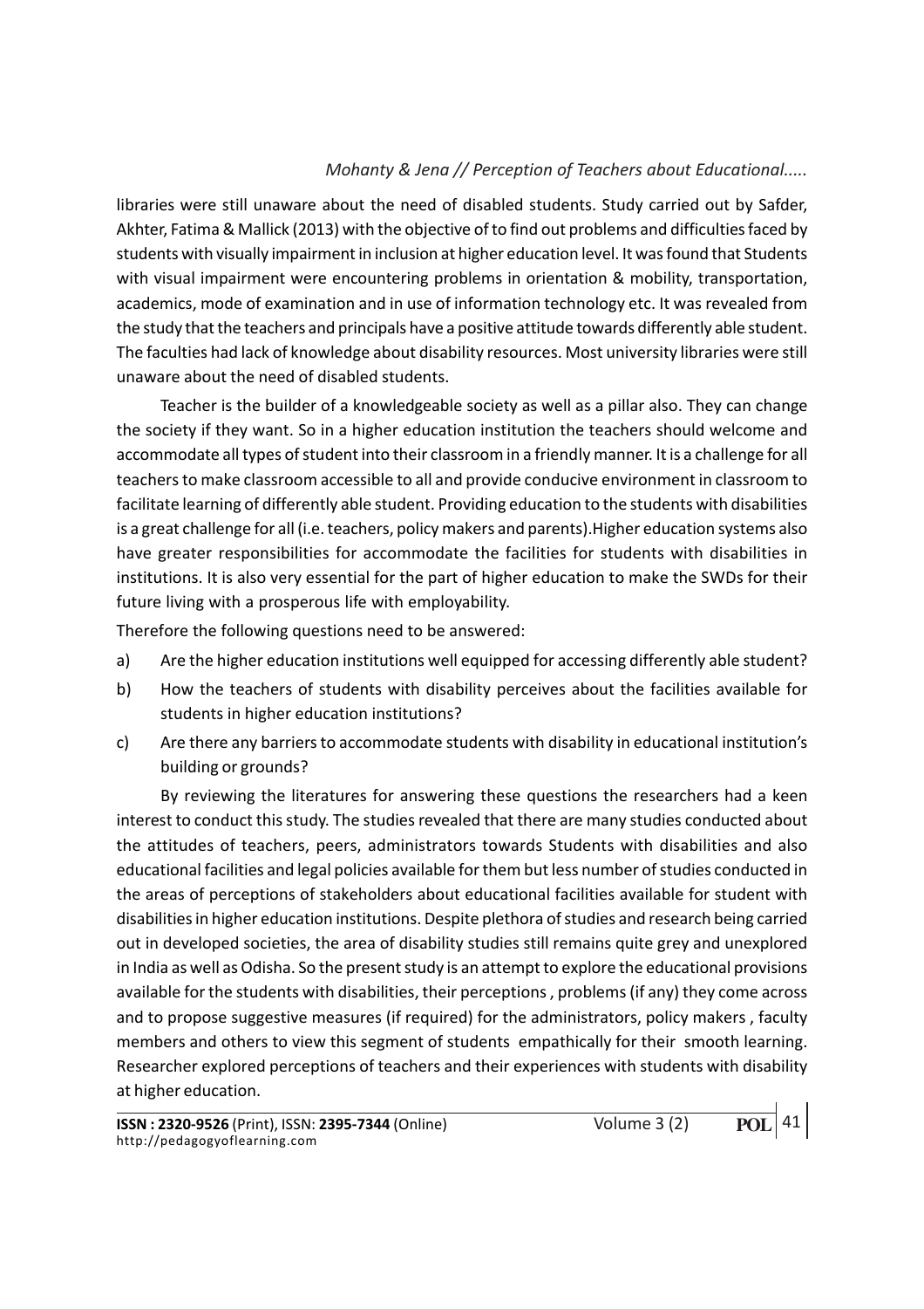libraries were still unaware about the need of disabled students. Study carried out by Safder, Akhter, Fatima & Mallick (2013) with the objective of to find out problems and difficulties faced by students with visually impairment in inclusion at higher education level. It was found that Students with visual impairment were encountering problems in orientation & mobility, transportation, academics, mode of examination and in use of information technology etc. It was revealed from the study that the teachers and principals have a positive attitude towards differently able student. The faculties had lack of knowledge about disability resources. Most university libraries were still unaware about the need of disabled students.

Teacher is the builder of a knowledgeable society as well as a pillar also. They can change the society if they want. So in a higher education institution the teachers should welcome and accommodate all types of student into their classroom in a friendly manner. It is a challenge for all teachers to make classroom accessible to all and provide conducive environment in classroom to facilitate learning of differently able student. Providing education to the students with disabilities is a great challenge for all (i.e. teachers, policy makers and parents).Higher education systems also have greater responsibilities for accommodate the facilities for students with disabilities in institutions. It is also very essential for the part of higher education to make the SWDs for their future living with a prosperous life with employability.

Therefore the following questions need to be answered:

a) Are the higher education institutions well equipped for accessing differently able student?

b) How the teachers of students with disability perceives about the facilities available for students in higher education institutions?

c) Are there any barriers to accommodate students with disability in educational institution's building or grounds?

By reviewing the literatures for answering these questions the researchers had a keen interest to conduct this study. The studies revealed that there are many studies conducted about the attitudes of teachers, peers, administrators towards Students with disabilities and also educational facilities and legal policies available for them but less number of studies conducted in the areas of perceptions of stakeholders about educational facilities available for student with disabilities in higher education institutions. Despite plethora of studies and research being carried out in developed societies, the area of disability studies still remains quite grey and unexplored in India as well as Odisha. So the present study is an attempt to explore the educational provisions available for the students with disabilities, their perceptions , problems (if any) they come across and to propose suggestive measures (if required) for the administrators, policy makers , faculty members and others to view this segment of students empathically for their smooth learning. Researcher explored perceptions of teachers and their experiences with students with disability at higher education.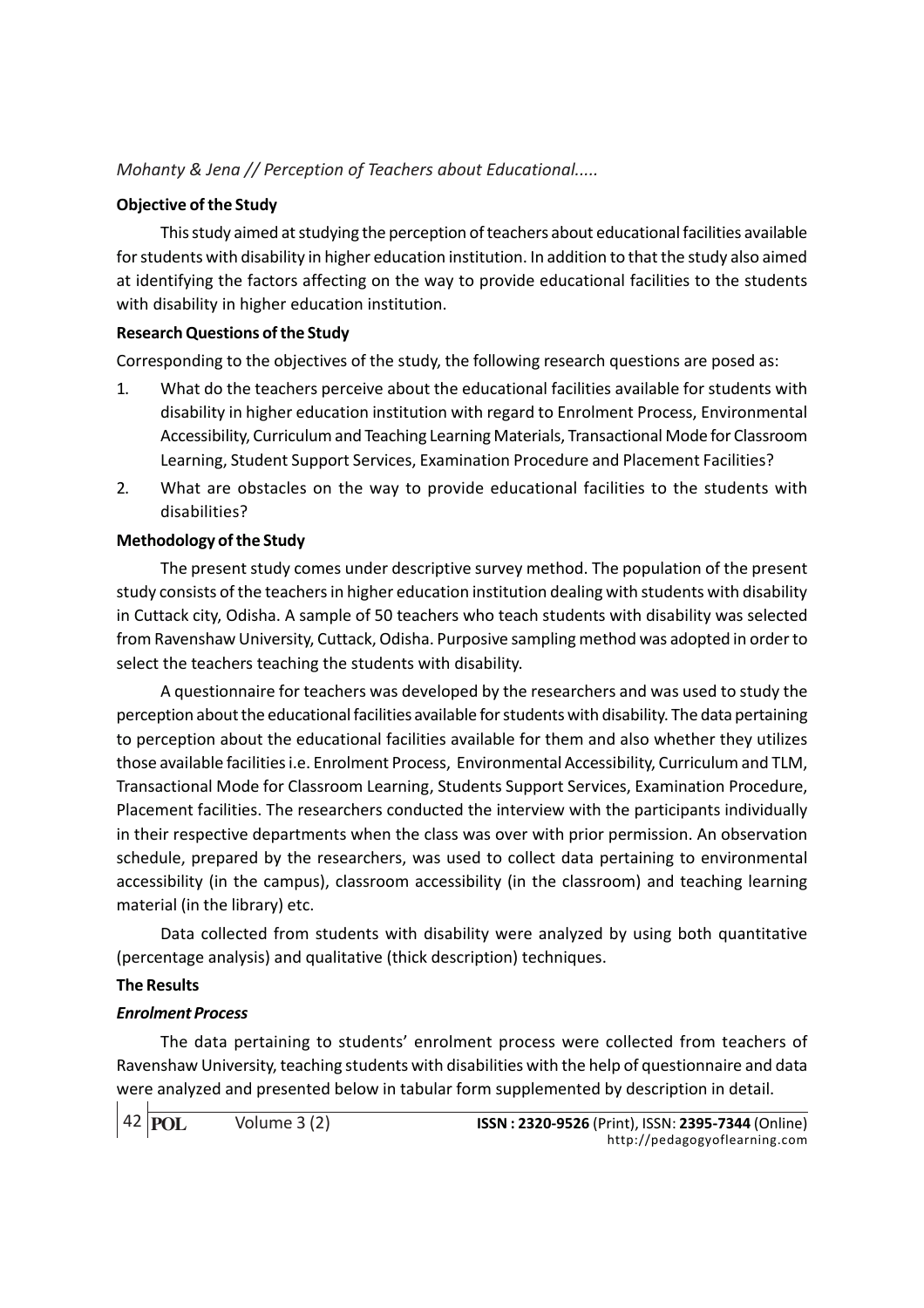**Objective of the Study**

This study aimed at studying the perception of teachers about educational facilities available for students with disability in higher education institution. In addition to that the study also aimed at identifying the factors affecting on the way to provide educational facilities to the students with disability in higher education institution.

**Research Questions of the Study**

Corresponding to the objectives of the study, the following research questions are posed as:

1. What do the teachers perceive about the educational facilities available for students with disability in higher education institution with regard to Enrolment Process, Environmental Accessibility, Curriculum and Teaching Learning Materials, Transactional Mode for Classroom Learning, Student Support Services, Examination Procedure and Placement Facilities?
2. What are obstacles on the way to provide educational facilities to the students with disabilities?

**Methodology of the Study**

The present study comes under descriptive survey method. The population of the present study consists of the teachers in higher education institution dealing with students with disability in Cuttack city, Odisha. A sample of 50 teachers who teach students with disability was selected from Ravenshaw University, Cuttack, Odisha. Purposive sampling method was adopted in order to select the teachers teaching the students with disability.

A questionnaire for teachers was developed by the researchers and was used to study the perception about the educational facilities available for students with disability. The data pertaining to perception about the educational facilities available for them and also whether they utilizes those available facilities i.e. Enrolment Process, Environmental Accessibility, Curriculum and TLM, Transactional Mode for Classroom Learning, Students Support Services, Examination Procedure, Placement facilities. The researchers conducted the interview with the participants individually in their respective departments when the class was over with prior permission. An observation schedule, prepared by the researchers, was used to collect data pertaining to environmental accessibility (in the campus), classroom accessibility (in the classroom) and teaching learning material (in the library) etc.

Data collected from students with disability were analyzed by using both quantitative (percentage analysis) and qualitative (thick description) techniques.

**The Results**

***Enrolment Process***

The data pertaining to students' enrolment process were collected from teachers of Ravenshaw University, teaching students with disabilities with the help of questionnaire and data were analyzed and presented below in tabular form supplemented by description in detail.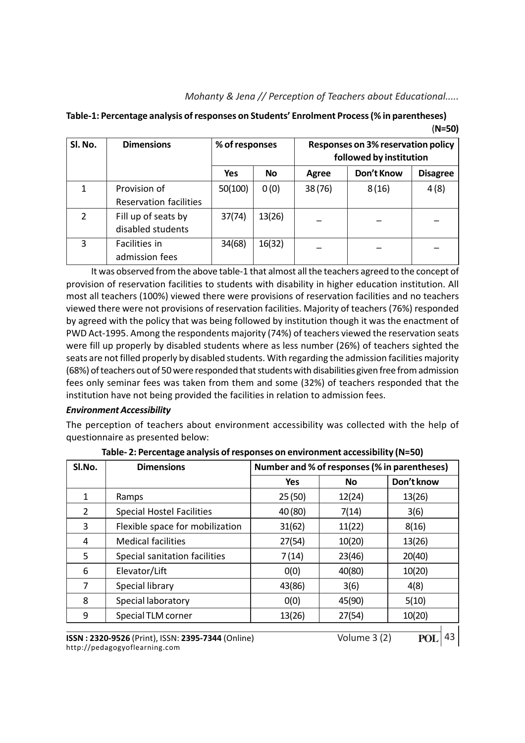**Table-1: Percentage analysis of responses on Students' Enrolment Process (% in parentheses) (N=50)**

| Sl. No. | Dimensions | % of responses | | Responses on 3% reservation policy followed by institution | | |
|---|---|---|---|---|---|---|
| | | Yes | No | Agree | Don't Know | Disagree |
| 1 | Provision of Reservation facilities | 50(100) | 0(0) | 38(76) | 8(16) | 4(8) |
| 2 | Fill up of seats by disabled students | 37(74) | 13(26) | _ | _ | _ |
| 3 | Facilities in admission fees | 34(68) | 16(32) | _ | _ | _ |

It was observed from the above table-1 that almost all the teachers agreed to the concept of provision of reservation facilities to students with disability in higher education institution. All most all teachers (100%) viewed there were provisions of reservation facilities and no teachers viewed there were not provisions of reservation facilities. Majority of teachers (76%) responded by agreed with the policy that was being followed by institution though it was the enactment of PWD Act-1995. Among the respondents majority (74%) of teachers viewed the reservation seats were fill up properly by disabled students where as less number (26%) of teachers sighted the seats are not filled properly by disabled students. With regarding the admission facilities majority (68%) of teachers out of 50 were responded that students with disabilities given free from admission fees only seminar fees was taken from them and some (32%) of teachers responded that the institution have not being provided the facilities in relation to admission fees.

### *Environment Accessibility*

The perception of teachers about environment accessibility was collected with the help of questionnaire as presented below:

**Table- 2: Percentage analysis of responses on environment accessibility (N=50)**

| Sl.No. | Dimensions | Number and % of responses (% in parentheses) | | |
|---|---|---|---|---|
| | | Yes | No | Don't know |
| 1 | Ramps | 25(50) | 12(24) | 13(26) |
| 2 | Special Hostel Facilities | 40(80) | 7(14) | 3(6) |
| 3 | Flexible space for mobilization | 31(62) | 11(22) | 8(16) |
| 4 | Medical facilities | 27(54) | 10(20) | 13(26) |
| 5 | Special sanitation facilities | 7(14) | 23(46) | 20(40) |
| 6 | Elevator/Lift | 0(0) | 40(80) | 10(20) |
| 7 | Special library | 43(86) | 3(6) | 4(8) |
| 8 | Special laboratory | 0(0) | 45(90) | 5(10) |
| 9 | Special TLM corner | 13(26) | 27(54) | 10(20) |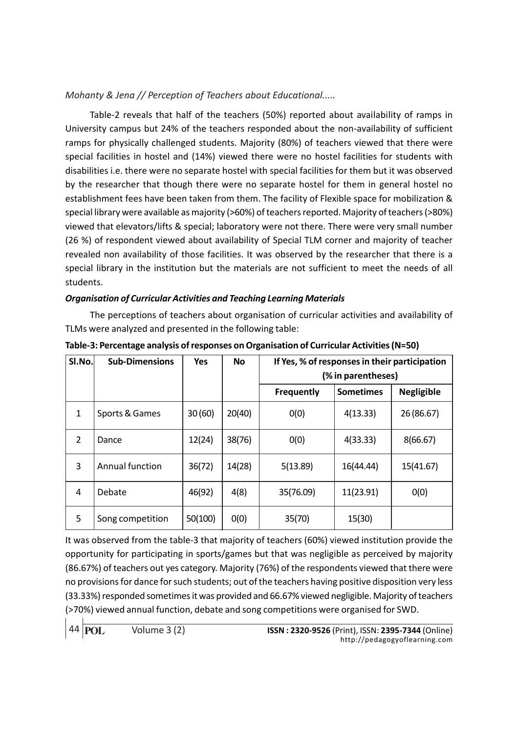Table-2 reveals that half of the teachers (50%) reported about availability of ramps in University campus but 24% of the teachers responded about the non-availability of sufficient ramps for physically challenged students. Majority (80%) of teachers viewed that there were special facilities in hostel and (14%) viewed there were no hostel facilities for students with disabilities i.e. there were no separate hostel with special facilities for them but it was observed by the researcher that though there were no separate hostel for them in general hostel no establishment fees have been taken from them. The facility of Flexible space for mobilization & special library were available as majority (>60%) of teachers reported. Majority of teachers (>80%) viewed that elevators/lifts & special; laboratory were not there. There were very small number (26 %) of respondent viewed about availability of Special TLM corner and majority of teacher revealed non availability of those facilities. It was observed by the researcher that there is a special library in the institution but the materials are not sufficient to meet the needs of all students.

***Organisation of Curricular Activities and Teaching Learning Materials***

The perceptions of teachers about organisation of curricular activities and availability of TLMs were analyzed and presented in the following table:

**Table-3: Percentage analysis of responses on Organisation of Curricular Activities (N=50)**

| Sl.No. | Sub-Dimensions | Yes | No | If Yes, % of responses in their participation (% in parentheses) | | |
|---|---|---|---|---|---|---|
| | | | | Frequently | Sometimes | Negligible |
| 1 | Sports & Games | 30 (60) | 20(40) | 0(0) | 4(13.33) | 26 (86.67) |
| 2 | Dance | 12(24) | 38(76) | 0(0) | 4(33.33) | 8(66.67) |
| 3 | Annual function | 36(72) | 14(28) | 5(13.89) | 16(44.44) | 15(41.67) |
| 4 | Debate | 46(92) | 4(8) | 35(76.09) | 11(23.91) | 0(0) |
| 5 | Song competition | 50(100) | 0(0) | 35(70) | 15(30) | |

It was observed from the table-3 that majority of teachers (60%) viewed institution provide the opportunity for participating in sports/games but that was negligible as perceived by majority (86.67%) of teachers out yes category. Majority (76%) of the respondents viewed that there were no provisions for dance for such students; out of the teachers having positive disposition very less (33.33%) responded sometimes it was provided and 66.67% viewed negligible. Majority of teachers (>70%) viewed annual function, debate and song competitions were organised for SWD.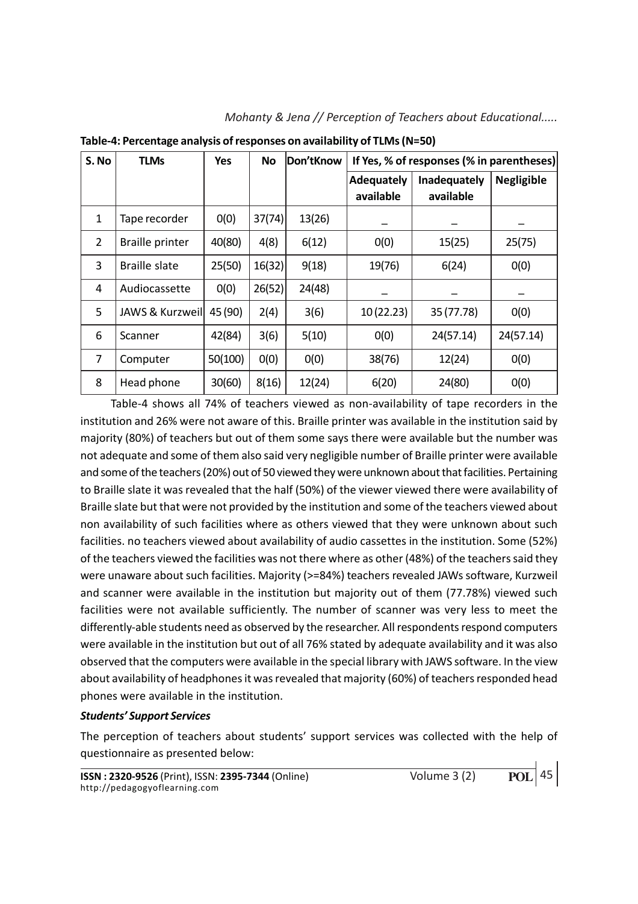**Table-4: Percentage analysis of responses on availability of TLMs (N=50)**

| S. No | TLMs | Yes | No | Don'tKnow | If Yes, % of responses (% in parentheses) | | |
|---|---|---|---|---|---|---|---|
| | | | | | Adequately available | Inadequately available | Negligible |
| 1 | Tape recorder | 0(0) | 37(74) | 13(26) | _ | _ | _ |
| 2 | Braille printer | 40(80) | 4(8) | 6(12) | 0(0) | 15(25) | 25(75) |
| 3 | Braille slate | 25(50) | 16(32) | 9(18) | 19(76) | 6(24) | 0(0) |
| 4 | Audiocassette | 0(0) | 26(52) | 24(48) | _ | _ | _ |
| 5 | JAWS & Kurzweil | 45 (90) | 2(4) | 3(6) | 10 (22.23) | 35 (77.78) | 0(0) |
| 6 | Scanner | 42(84) | 3(6) | 5(10) | 0(0) | 24(57.14) | 24(57.14) |
| 7 | Computer | 50(100) | 0(0) | 0(0) | 38(76) | 12(24) | 0(0) |
| 8 | Head phone | 30(60) | 8(16) | 12(24) | 6(20) | 24(80) | 0(0) |

Table-4 shows all 74% of teachers viewed as non-availability of tape recorders in the institution and 26% were not aware of this. Braille printer was available in the institution said by majority (80%) of teachers but out of them some says there were available but the number was not adequate and some of them also said very negligible number of Braille printer were available and some of the teachers (20%) out of 50 viewed they were unknown about that facilities. Pertaining to Braille slate it was revealed that the half (50%) of the viewer viewed there were availability of Braille slate but that were not provided by the institution and some of the teachers viewed about non availability of such facilities where as others viewed that they were unknown about such facilities. no teachers viewed about availability of audio cassettes in the institution. Some (52%) of the teachers viewed the facilities was not there where as other (48%) of the teachers said they were unaware about such facilities. Majority (>=84%) teachers revealed JAWs software, Kurzweil and scanner were available in the institution but majority out of them (77.78%) viewed such facilities were not available sufficiently. The number of scanner was very less to meet the differently-able students need as observed by the researcher. All respondents respond computers were available in the institution but out of all 76% stated by adequate availability and it was also observed that the computers were available in the special library with JAWS software. In the view about availability of headphones it was revealed that majority (60%) of teachers responded head phones were available in the institution.

***Students' Support Services***

The perception of teachers about students' support services was collected with the help of questionnaire as presented below: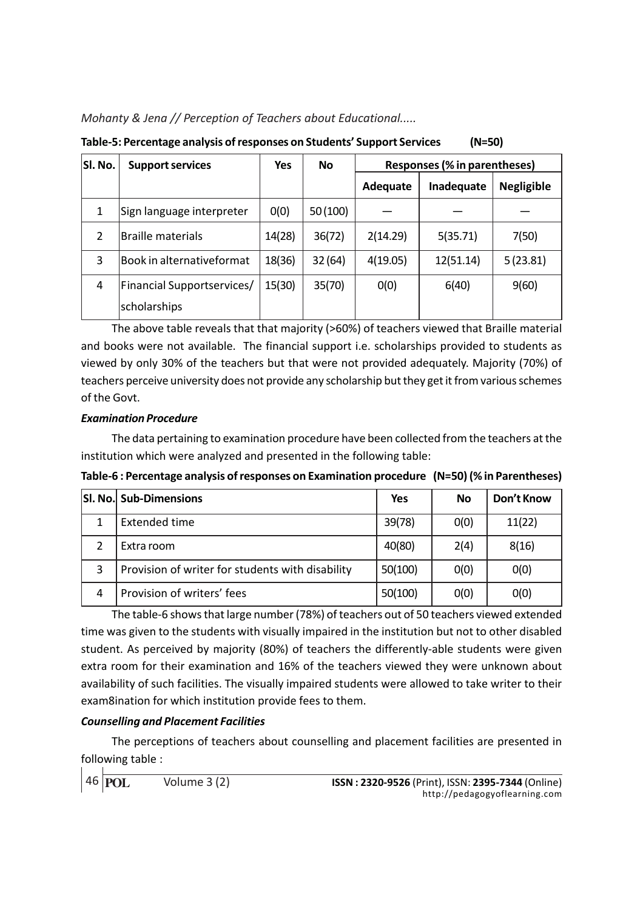**Table-5: Percentage analysis of responses on Students' Support Services (N=50)**

| Sl. No. | Support services | Yes | No | Responses (% in parentheses) | | |
|---|---|---|---|---|---|---|
| | | | | Adequate | Inadequate | Negligible |
| 1 | Sign language interpreter | 0(0) | 50 (100) | — | — | — |
| 2 | Braille materials | 14(28) | 36(72) | 2(14.29) | 5(35.71) | 7(50) |
| 3 | Book in alternativeformat | 18(36) | 32 (64) | 4(19.05) | 12(51.14) | 5 (23.81) |
| 4 | Financial Supportservices/ scholarships | 15(30) | 35(70) | 0(0) | 6(40) | 9(60) |

The above table reveals that that majority (>60%) of teachers viewed that Braille material and books were not available. The financial support i.e. scholarships provided to students as viewed by only 30% of the teachers but that were not provided adequately. Majority (70%) of teachers perceive university does not provide any scholarship but they get it from various schemes of the Govt.

***Examination Procedure***

The data pertaining to examination procedure have been collected from the teachers at the institution which were analyzed and presented in the following table:

**Table-6 : Percentage analysis of responses on Examination procedure (N=50) (% in Parentheses)**

| Sl. No. | Sub-Dimensions | Yes | No | Don't Know |
|---|---|---|---|---|
| 1 | Extended time | 39(78) | 0(0) | 11(22) |
| 2 | Extra room | 40(80) | 2(4) | 8(16) |
| 3 | Provision of writer for students with disability | 50(100) | 0(0) | 0(0) |
| 4 | Provision of writers' fees | 50(100) | 0(0) | 0(0) |

The table-6 shows that large number (78%) of teachers out of 50 teachers viewed extended time was given to the students with visually impaired in the institution but not to other disabled student. As perceived by majority (80%) of teachers the differently-able students were given extra room for their examination and 16% of the teachers viewed they were unknown about availability of such facilities. The visually impaired students were allowed to take writer to their exam8ination for which institution provide fees to them.

***Counselling and Placement Facilities***

The perceptions of teachers about counselling and placement facilities are presented in following table :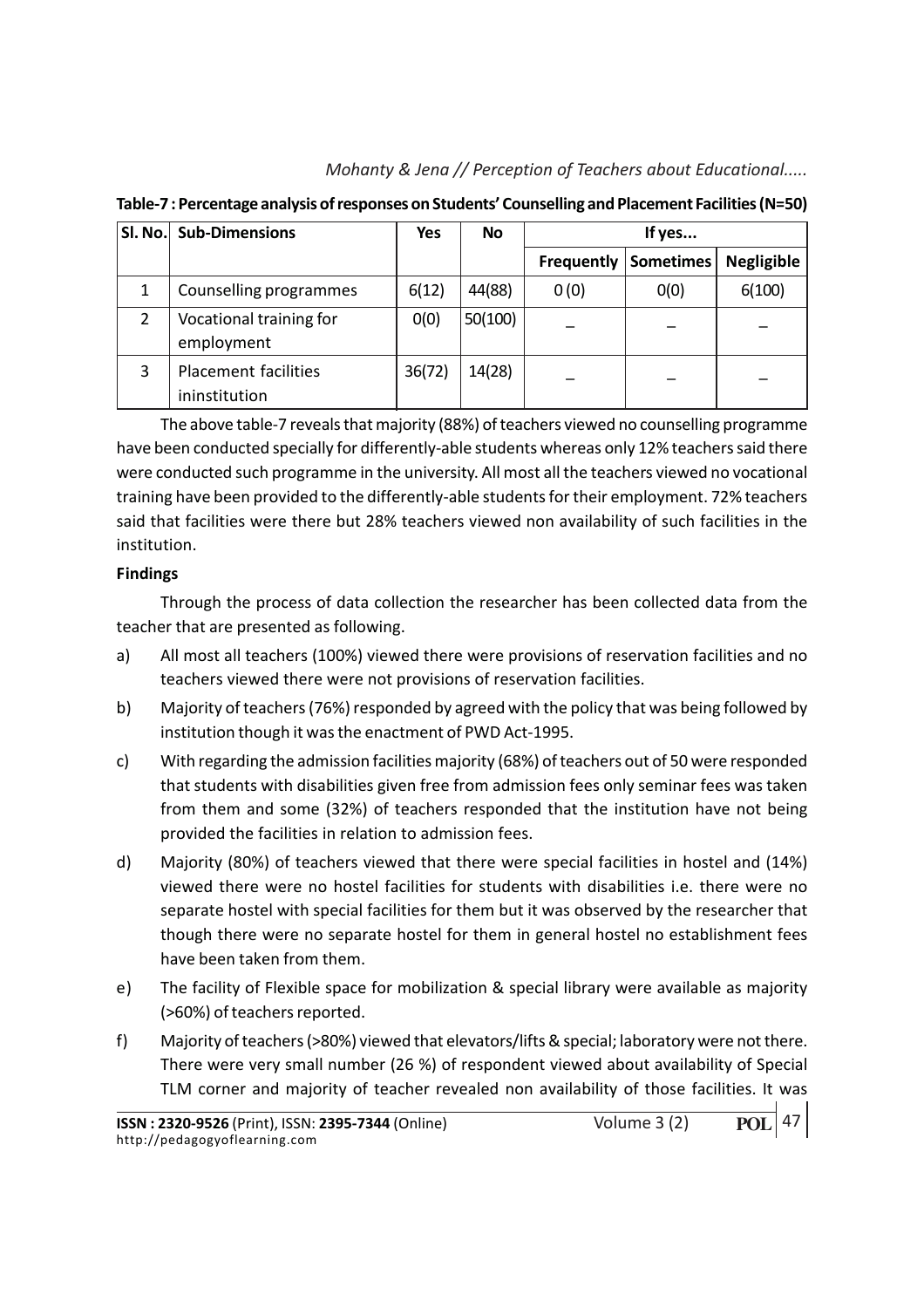**Table-7 : Percentage analysis of responses on Students' Counselling and Placement Facilities (N=50)**

| Sl. No. | Sub-Dimensions | Yes | No | If yes... | | |
|---|---|---|---|---|---|---|
| | | | | Frequently | Sometimes | Negligible |
| 1 | Counselling programmes | 6(12) | 44(88) | 0 (0) | 0(0) | 6(100) |
| 2 | Vocational training for employment | 0(0) | 50(100) | _ | _ | _ |
| 3 | Placement facilities ininstitution | 36(72) | 14(28) | _ | _ | _ |

The above table-7 reveals that majority (88%) of teachers viewed no counselling programme have been conducted specially for differently-able students whereas only 12% teachers said there were conducted such programme in the university. All most all the teachers viewed no vocational training have been provided to the differently-able students for their employment. 72% teachers said that facilities were there but 28% teachers viewed non availability of such facilities in the institution.

**Findings**

Through the process of data collection the researcher has been collected data from the teacher that are presented as following.

a) All most all teachers (100%) viewed there were provisions of reservation facilities and no teachers viewed there were not provisions of reservation facilities.

b) Majority of teachers (76%) responded by agreed with the policy that was being followed by institution though it was the enactment of PWD Act-1995.

c) With regarding the admission facilities majority (68%) of teachers out of 50 were responded that students with disabilities given free from admission fees only seminar fees was taken from them and some (32%) of teachers responded that the institution have not being provided the facilities in relation to admission fees.

d) Majority (80%) of teachers viewed that there were special facilities in hostel and (14%) viewed there were no hostel facilities for students with disabilities i.e. there were no separate hostel with special facilities for them but it was observed by the researcher that though there were no separate hostel for them in general hostel no establishment fees have been taken from them.

e) The facility of Flexible space for mobilization & special library were available as majority (>60%) of teachers reported.

f) Majority of teachers (>80%) viewed that elevators/lifts & special; laboratory were not there. There were very small number (26 %) of respondent viewed about availability of Special TLM corner and majority of teacher revealed non availability of those facilities. It was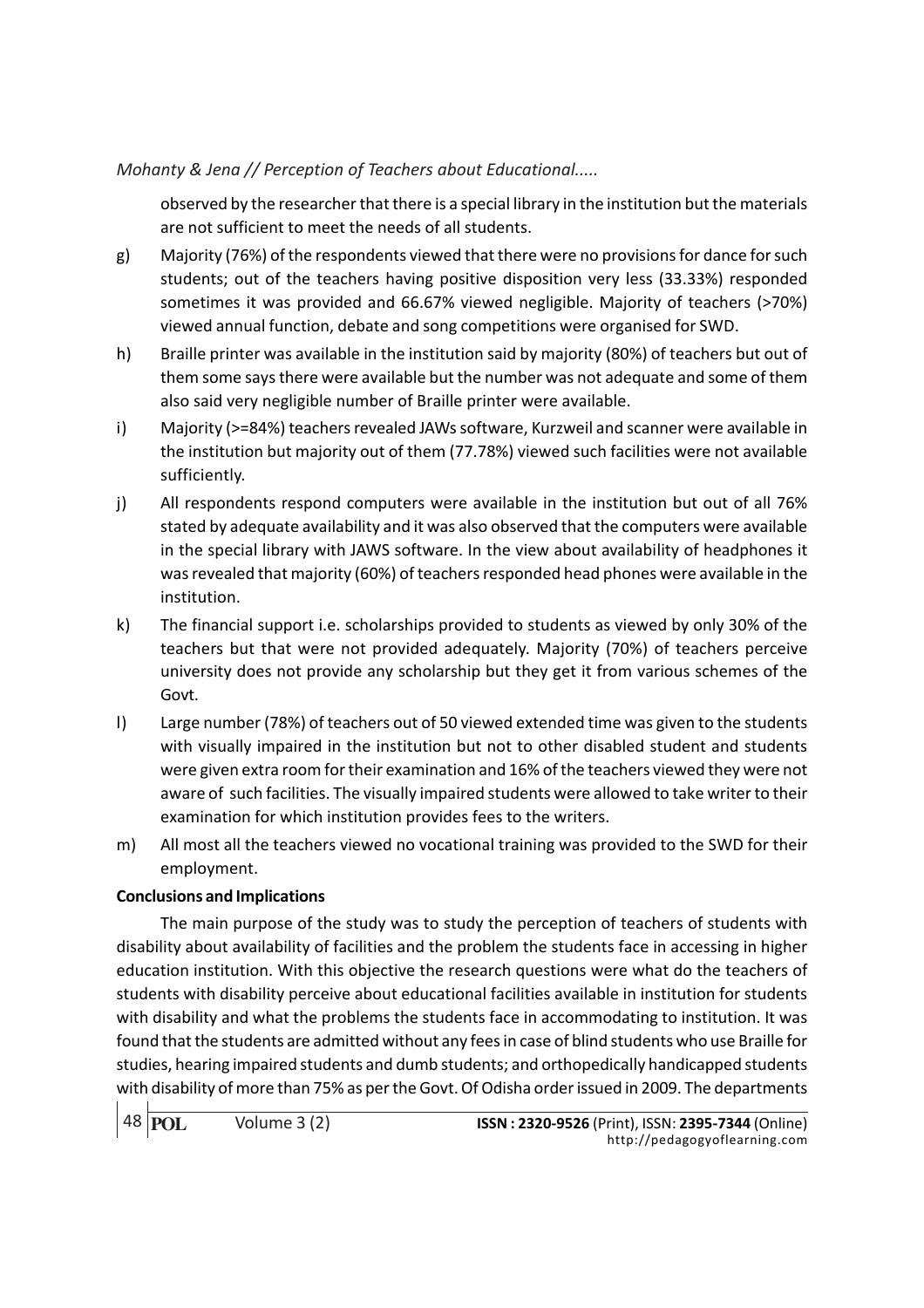observed by the researcher that there is a special library in the institution but the materials are not sufficient to meet the needs of all students.

g) Majority (76%) of the respondents viewed that there were no provisions for dance for such students; out of the teachers having positive disposition very less (33.33%) responded sometimes it was provided and 66.67% viewed negligible. Majority of teachers (>70%) viewed annual function, debate and song competitions were organised for SWD.

h) Braille printer was available in the institution said by majority (80%) of teachers but out of them some says there were available but the number was not adequate and some of them also said very negligible number of Braille printer were available.

i) Majority (>=84%) teachers revealed JAWs software, Kurzweil and scanner were available in the institution but majority out of them (77.78%) viewed such facilities were not available sufficiently.

j) All respondents respond computers were available in the institution but out of all 76% stated by adequate availability and it was also observed that the computers were available in the special library with JAWS software. In the view about availability of headphones it was revealed that majority (60%) of teachers responded head phones were available in the institution.

k) The financial support i.e. scholarships provided to students as viewed by only 30% of the teachers but that were not provided adequately. Majority (70%) of teachers perceive university does not provide any scholarship but they get it from various schemes of the Govt.

l) Large number (78%) of teachers out of 50 viewed extended time was given to the students with visually impaired in the institution but not to other disabled student and students were given extra room for their examination and 16% of the teachers viewed they were not aware of such facilities. The visually impaired students were allowed to take writer to their examination for which institution provides fees to the writers.

m) All most all the teachers viewed no vocational training was provided to the SWD for their employment.

**Conclusions and Implications**

The main purpose of the study was to study the perception of teachers of students with disability about availability of facilities and the problem the students face in accessing in higher education institution. With this objective the research questions were what do the teachers of students with disability perceive about educational facilities available in institution for students with disability and what the problems the students face in accommodating to institution. It was found that the students are admitted without any fees in case of blind students who use Braille for studies, hearing impaired students and dumb students; and orthopedically handicapped students with disability of more than 75% as per the Govt. Of Odisha order issued in 2009. The departments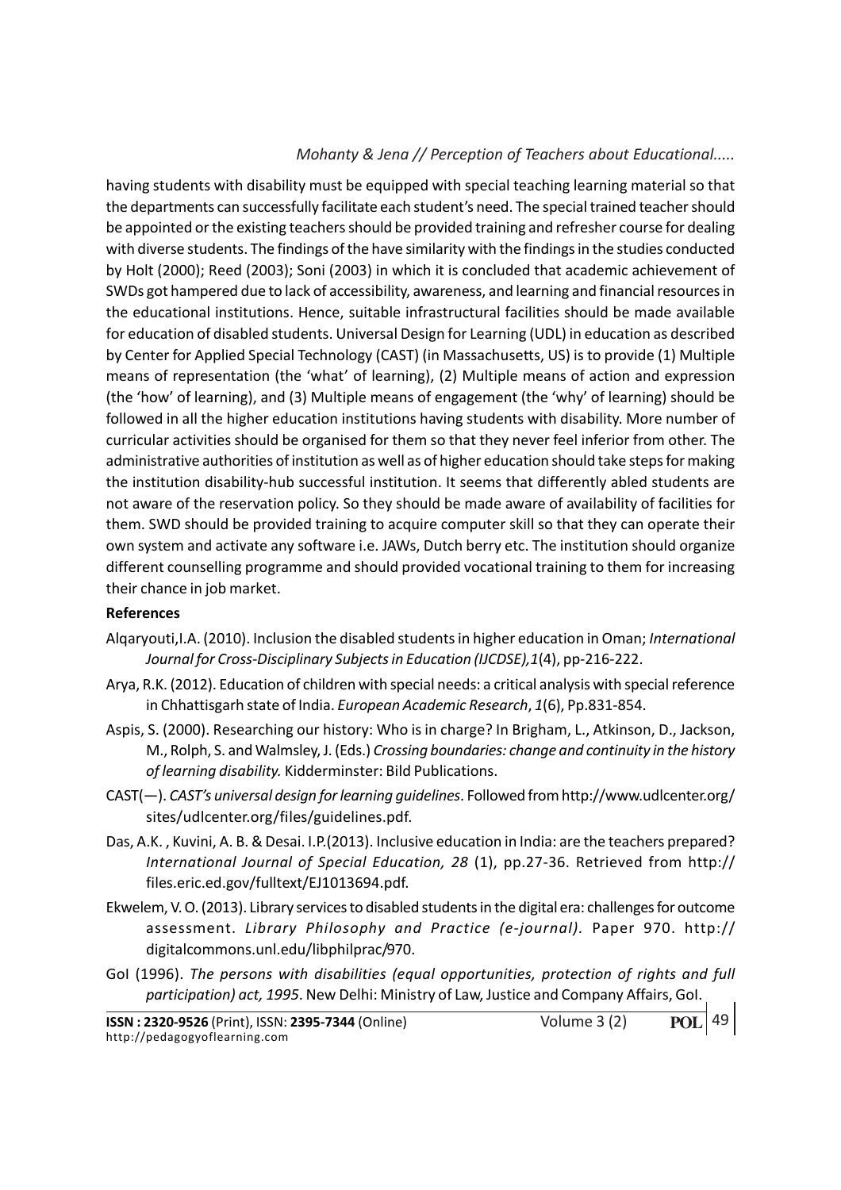having students with disability must be equipped with special teaching learning material so that the departments can successfully facilitate each student's need. The special trained teacher should be appointed or the existing teachers should be provided training and refresher course for dealing with diverse students. The findings of the have similarity with the findings in the studies conducted by Holt (2000); Reed (2003); Soni (2003) in which it is concluded that academic achievement of SWDs got hampered due to lack of accessibility, awareness, and learning and financial resources in the educational institutions. Hence, suitable infrastructural facilities should be made available for education of disabled students. Universal Design for Learning (UDL) in education as described by Center for Applied Special Technology (CAST) (in Massachusetts, US) is to provide (1) Multiple means of representation (the 'what' of learning), (2) Multiple means of action and expression (the 'how' of learning), and (3) Multiple means of engagement (the 'why' of learning) should be followed in all the higher education institutions having students with disability. More number of curricular activities should be organised for them so that they never feel inferior from other. The administrative authorities of institution as well as of higher education should take steps for making the institution disability-hub successful institution. It seems that differently abled students are not aware of the reservation policy. So they should be made aware of availability of facilities for them. SWD should be provided training to acquire computer skill so that they can operate their own system and activate any software i.e. JAWs, Dutch berry etc. The institution should organize different counselling programme and should provided vocational training to them for increasing their chance in job market.

**References**

Alqaryouti,I.A. (2010). Inclusion the disabled students in higher education in Oman; *International Journal for Cross-Disciplinary Subjects in Education (IJCDSE),1*(4), pp-216-222.

Arya, R.K. (2012). Education of children with special needs: a critical analysis with special reference in Chhattisgarh state of India. *European Academic Research*, *1*(6), Pp.831-854.

Aspis, S. (2000). Researching our history: Who is in charge? In Brigham, L., Atkinson, D., Jackson, M., Rolph, S. and Walmsley, J. (Eds.) *Crossing boundaries: change and continuity in the history of learning disability.* Kidderminster: Bild Publications.

CAST(—). *CAST's universal design for learning guidelines*. Followed from http://www.udlcenter.org/sites/udlcenter.org/files/guidelines.pdf.

Das, A.K. , Kuvini, A. B. & Desai. I.P.(2013). Inclusive education in India: are the teachers prepared? *International Journal of Special Education, 28* (1), pp.27-36. Retrieved from http://files.eric.ed.gov/fulltext/EJ1013694.pdf.

Ekwelem, V. O. (2013). Library services to disabled students in the digital era: challenges for outcome assessment. *Library Philosophy and Practice (e-journal).* Paper 970. http://digitalcommons.unl.edu/libphilprac/970.

GoI (1996). *The persons with disabilities (equal opportunities, protection of rights and full participation) act, 1995*. New Delhi: Ministry of Law, Justice and Company Affairs, GoI.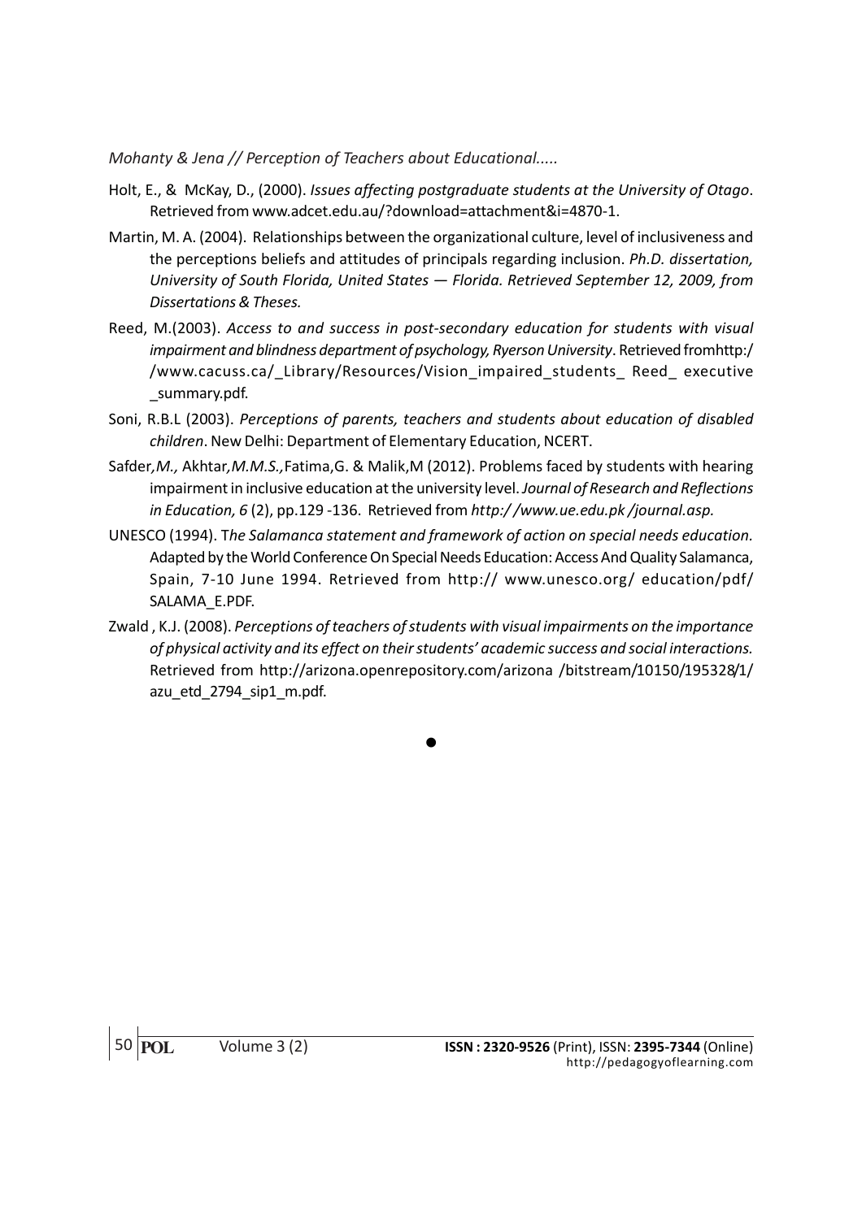Holt, E., & McKay, D., (2000). *Issues affecting postgraduate students at the University of Otago*. Retrieved from www.adcet.edu.au/?download=attachment&i=4870-1.

Martin, M. A. (2004). Relationships between the organizational culture, level of inclusiveness and the perceptions beliefs and attitudes of principals regarding inclusion. *Ph.D. dissertation, University of South Florida, United States — Florida. Retrieved September 12, 2009, from Dissertations & Theses.*

Reed, M.(2003). *Access to and success in post-secondary education for students with visual impairment and blindness department of psychology, Ryerson University*. Retrieved fromhttp://www.cacuss.ca/_Library/Resources/Vision_impaired_students_ Reed_ executive _summary.pdf.

Soni, R.B.L (2003). *Perceptions of parents, teachers and students about education of disabled children*. New Delhi: Department of Elementary Education, NCERT.

Safder,*M.,* Akhtar,*M.M.S.,*Fatima,G. & Malik,M (2012). Problems faced by students with hearing impairment in inclusive education at the university level. *Journal of Research and Reflections in Education, 6* (2), pp.129 -136. Retrieved from *http://www.ue.edu.pk /journal.asp.*

UNESCO (1994). T*he Salamanca statement and framework of action on special needs education.* Adapted by the World Conference On Special Needs Education: Access And Quality Salamanca, Spain, 7-10 June 1994. Retrieved from http:// www.unesco.org/ education/pdf/ SALAMA_E.PDF.

Zwald , K.J. (2008). *Perceptions of teachers of students with visual impairments on the importance of physical activity and its effect on their students' academic success and social interactions.* Retrieved from http://arizona.openrepository.com/arizona /bitstream/10150/195328/1/ azu_etd_2794_sip1_m.pdf.

•